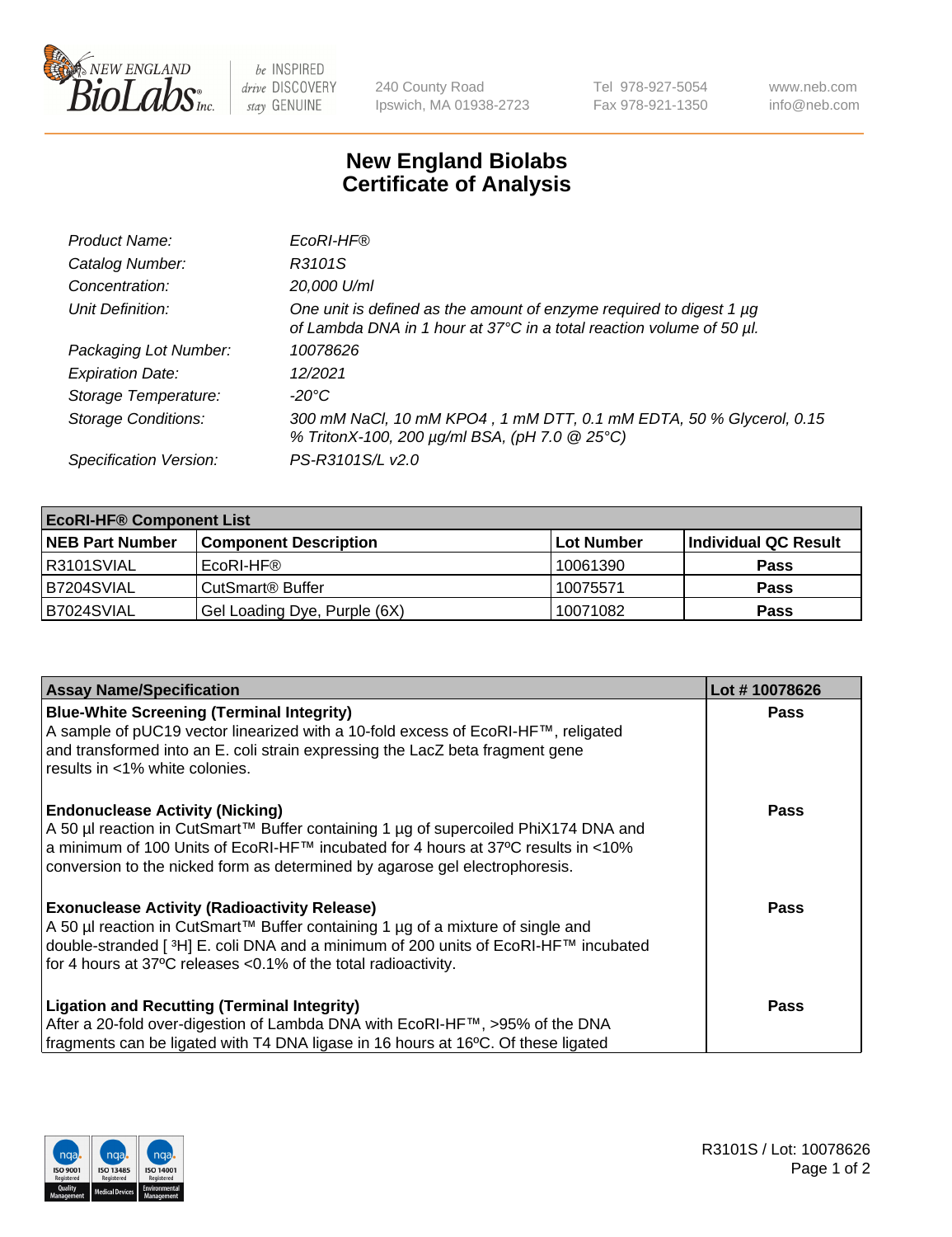# New England Biolabs Certificate of Analysis

| | |
|---|---|
| *Product Name:* | *EcoRI-HF®* |
| *Catalog Number:* | *R3101S* |
| *Concentration:* | *20,000 U/ml* |
| *Unit Definition:* | *One unit is defined as the amount of enzyme required to digest 1 µg of Lambda DNA in 1 hour at 37°C in a total reaction volume of 50 µl.* |
| *Packaging Lot Number:* | *10078626* |
| *Expiration Date:* | *12/2021* |
| *Storage Temperature:* | *-20°C* |
| *Storage Conditions:* | *300 mM NaCl, 10 mM KPO4 , 1 mM DTT, 0.1 mM EDTA, 50 % Glycerol, 0.15 % TritonX-100, 200 µg/ml BSA, (pH 7.0 @ 25°C)* |
| *Specification Version:* | *PS-R3101S/L v2.0* |

| **EcoRI-HF® Component List** | | | |
|---|---|---|---|
| **NEB Part Number** | **Component Description** | **Lot Number** | **Individual QC Result** |
| R3101SVIAL | EcoRI-HF® | 10061390 | **Pass** |
| B7204SVIAL | CutSmart® Buffer | 10075571 | **Pass** |
| B7024SVIAL | Gel Loading Dye, Purple (6X) | 10071082 | **Pass** |

| **Assay Name/Specification** | **Lot # 10078626** |
|---|---|
| **Blue-White Screening (Terminal Integrity)** A sample of pUC19 vector linearized with a 10-fold excess of EcoRI-HF™, religated and transformed into an E. coli strain expressing the LacZ beta fragment gene results in <1% white colonies. | **Pass** |
| **Endonuclease Activity (Nicking)** A 50 µl reaction in CutSmart™ Buffer containing 1 µg of supercoiled PhiX174 DNA and a minimum of 100 Units of EcoRI-HF™ incubated for 4 hours at 37ºC results in <10% conversion to the nicked form as determined by agarose gel electrophoresis. | **Pass** |
| **Exonuclease Activity (Radioactivity Release)** A 50 µl reaction in CutSmart™ Buffer containing 1 µg of a mixture of single and double-stranded [ $^{3}$H] E. coli DNA and a minimum of 200 units of EcoRI-HF™ incubated for 4 hours at 37ºC releases <0.1% of the total radioactivity. | **Pass** |
| **Ligation and Recutting (Terminal Integrity)** After a 20-fold over-digestion of Lambda DNA with EcoRI-HF™, >95% of the DNA fragments can be ligated with T4 DNA ligase in 16 hours at 16ºC. Of these ligated | **Pass** |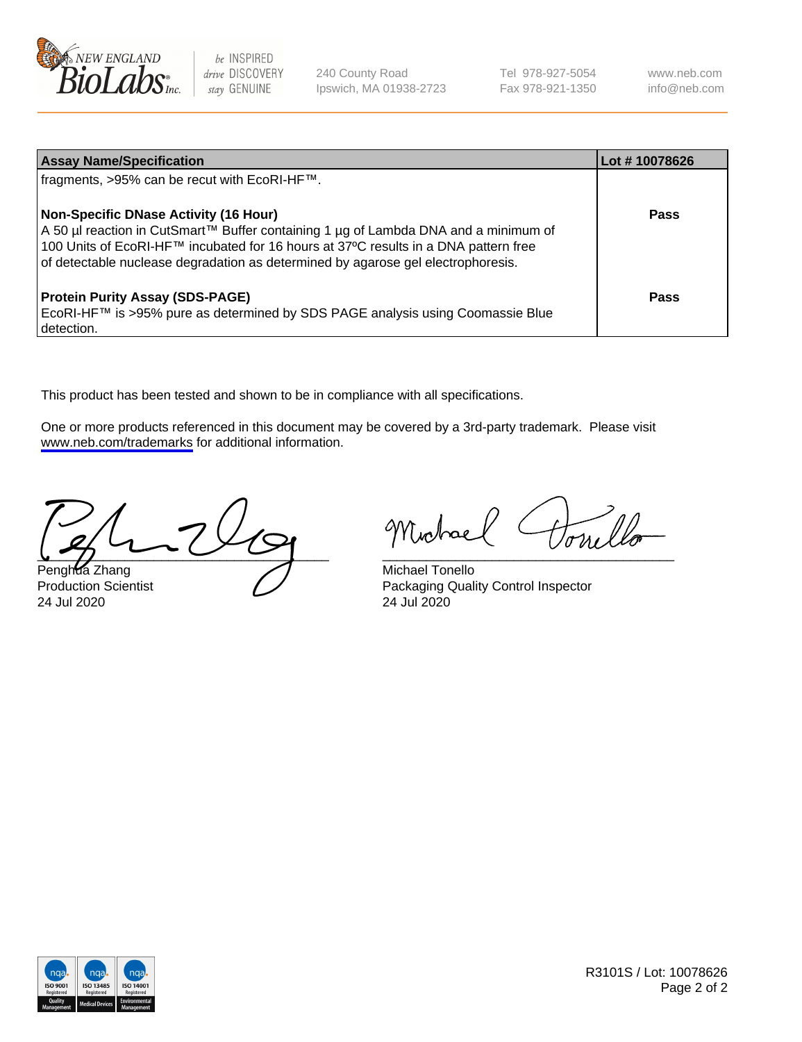| Assay Name/Specification | Lot # 10078626 |
|---|---|
| fragments, >95% can be recut with EcoRI-HF™. | |
| **Non-Specific DNase Activity (16 Hour)**<br>A 50 µl reaction in CutSmart™ Buffer containing 1 µg of Lambda DNA and a minimum of 100 Units of EcoRI-HF™ incubated for 16 hours at 37ºC results in a DNA pattern free of detectable nuclease degradation as determined by agarose gel electrophoresis. | **Pass** |
| **Protein Purity Assay (SDS-PAGE)**<br>EcoRI-HF™ is >95% pure as determined by SDS PAGE analysis using Coomassie Blue detection. | **Pass** |

This product has been tested and shown to be in compliance with all specifications.

One or more products referenced in this document may be covered by a 3rd-party trademark. Please visit www.neb.com/trademarks for additional information.

Penghua Zhang
Production Scientist
24 Jul 2020

Michael Tonello
Packaging Quality Control Inspector
24 Jul 2020

R3101S / Lot: 10078626